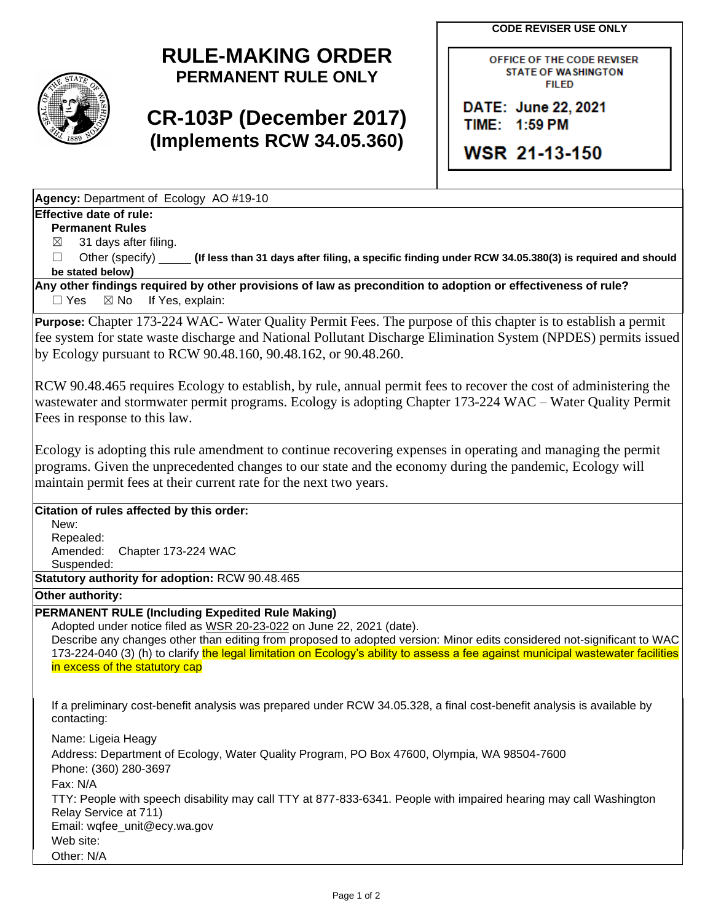# RULE-MAKING ORDER

## PERMANENT RULE ONLY

## CR-103P (December 2017)
## (Implements RCW 34.05.360)

**CODE REVISER USE ONLY**

OFFICE OF THE CODE REVISER
STATE OF WASHINGTON
FILED

DATE: June 22, 2021
TIME: 1:59 PM

WSR 21-13-150

**Agency:** Department of Ecology AO #19-10

**Effective date of rule:**

**Permanent Rules**

☒ 31 days after filing.

☐ Other (specify) _____ **(If less than 31 days after filing, a specific finding under RCW 34.05.380(3) is required and should be stated below)**

**Any other findings required by other provisions of law as precondition to adoption or effectiveness of rule?**

☐ Yes ☒ No If Yes, explain:

**Purpose:** Chapter 173-224 WAC- Water Quality Permit Fees. The purpose of this chapter is to establish a permit fee system for state waste discharge and National Pollutant Discharge Elimination System (NPDES) permits issued by Ecology pursuant to RCW 90.48.160, 90.48.162, or 90.48.260.

RCW 90.48.465 requires Ecology to establish, by rule, annual permit fees to recover the cost of administering the wastewater and stormwater permit programs. Ecology is adopting Chapter 173-224 WAC – Water Quality Permit Fees in response to this law.

Ecology is adopting this rule amendment to continue recovering expenses in operating and managing the permit programs. Given the unprecedented changes to our state and the economy during the pandemic, Ecology will maintain permit fees at their current rate for the next two years.

**Citation of rules affected by this order:**

New:
Repealed:
Amended: Chapter 173-224 WAC
Suspended:

**Statutory authority for adoption:** RCW 90.48.465

**Other authority:**

**PERMANENT RULE (Including Expedited Rule Making)**

Adopted under notice filed as WSR 20-23-022 on June 22, 2021 (date).

Describe any changes other than editing from proposed to adopted version: Minor edits considered not-significant to WAC 173-224-040 (3) (h) to clarify the legal limitation on Ecology's ability to assess a fee against municipal wastewater facilities in excess of the statutory cap

If a preliminary cost-benefit analysis was prepared under RCW 34.05.328, a final cost-benefit analysis is available by contacting:

Name: Ligeia Heagy
Address: Department of Ecology, Water Quality Program, PO Box 47600, Olympia, WA 98504-7600
Phone: (360) 280-3697
Fax: N/A
TTY: People with speech disability may call TTY at 877-833-6341. People with impaired hearing may call Washington Relay Service at 711)
Email: wqfee_unit@ecy.wa.gov
Web site:
Other: N/A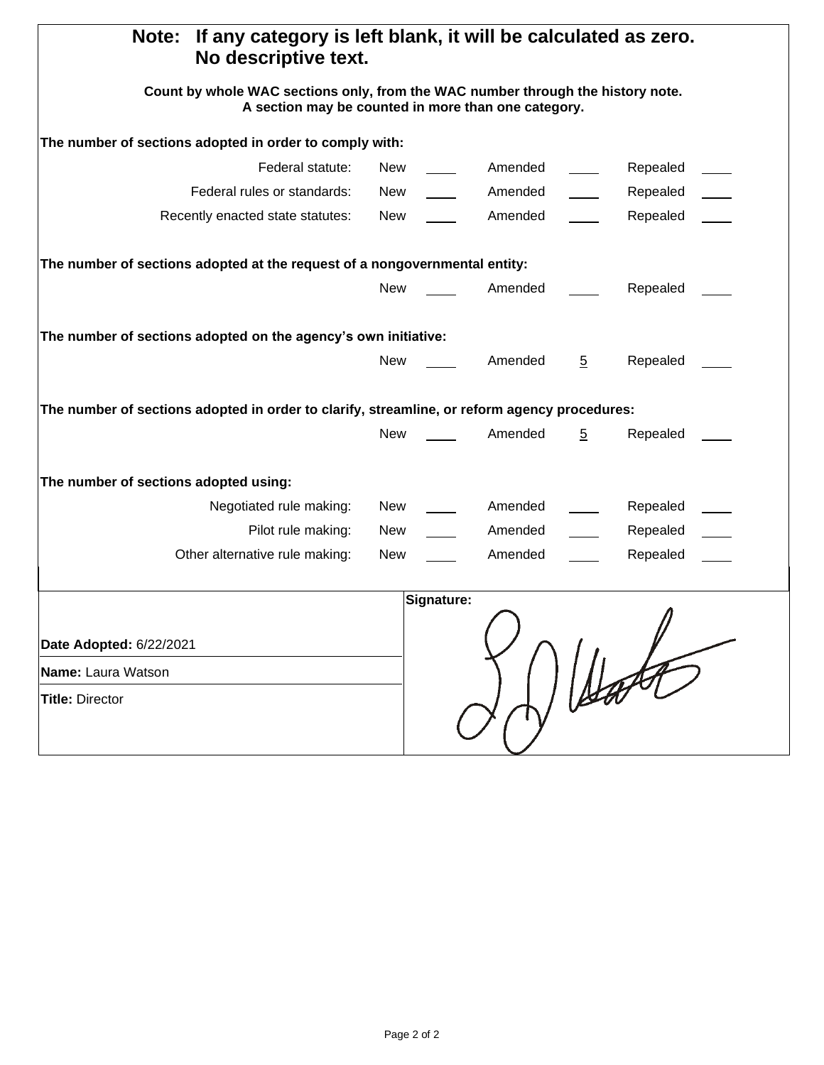**Note: If any category is left blank, it will be calculated as zero. No descriptive text.**

**Count by whole WAC sections only, from the WAC number through the history note. A section may be counted in more than one category.**

**The number of sections adopted in order to comply with:**

| | | | | | | |
|---|---|---|---|---|---|---|
| Federal statute: | New | | Amended | | Repealed | |
| Federal rules or standards: | New | | Amended | | Repealed | |
| Recently enacted state statutes: | New | | Amended | | Repealed | |

**The number of sections adopted at the request of a nongovernmental entity:**

| | | | | | |
|---|---|---|---|---|---|
| New | | Amended | | Repealed | |

**The number of sections adopted on the agency's own initiative:**

| | | | | | |
|---|---|---|---|---|---|
| New | | Amended | 5 | Repealed | |

**The number of sections adopted in order to clarify, streamline, or reform agency procedures:**

| | | | | | |
|---|---|---|---|---|---|
| New | | Amended | 5 | Repealed | |

**The number of sections adopted using:**

| | | | | | | |
|---|---|---|---|---|---|---|
| Negotiated rule making: | New | | Amended | | Repealed | |
| Pilot rule making: | New | | Amended | | Repealed | |
| Other alternative rule making: | New | | Amended | | Repealed | |

**Date Adopted:** 6/22/2021

**Name:** Laura Watson

**Title:** Director

**Signature:**